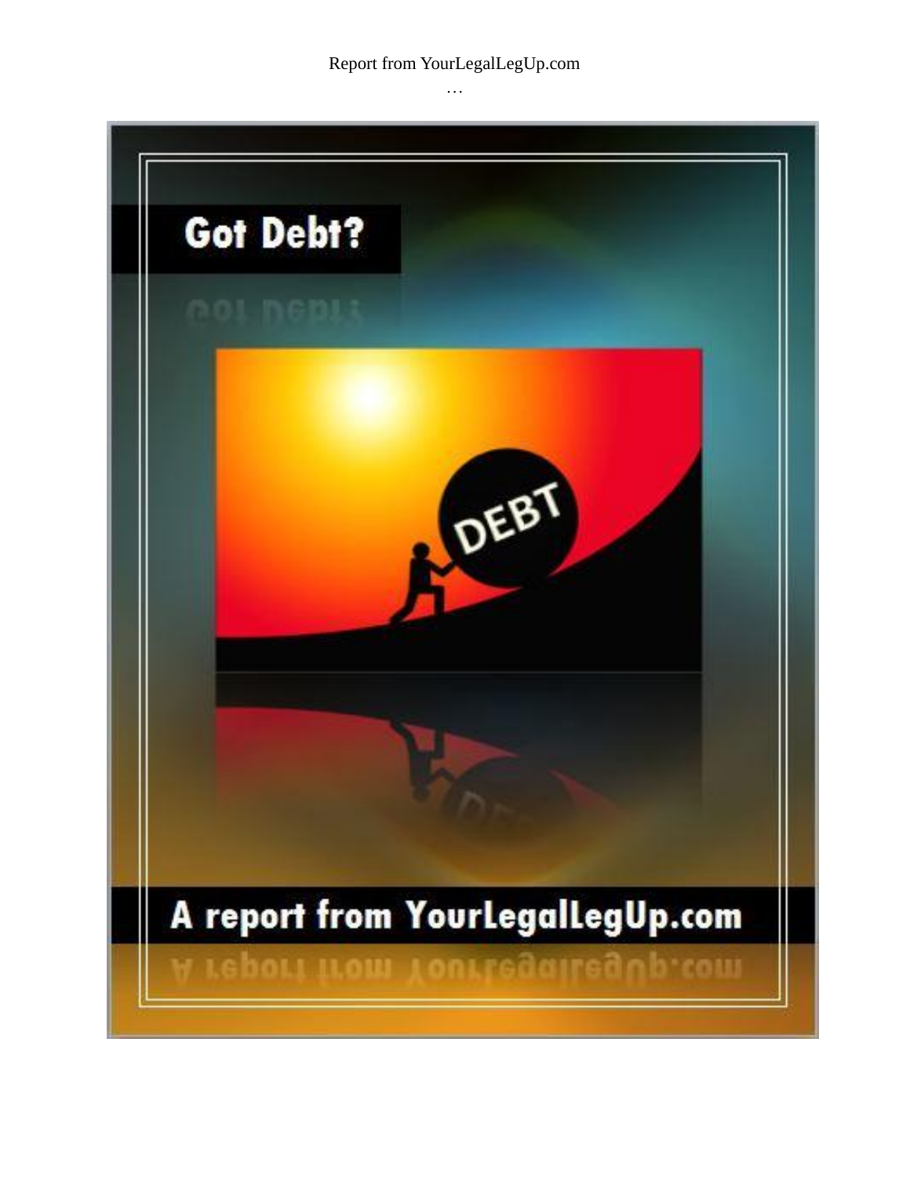Report from YourLegalLegUp.com

…

# Got Debt?

DEBT

## A report from YourLegalLegUp.com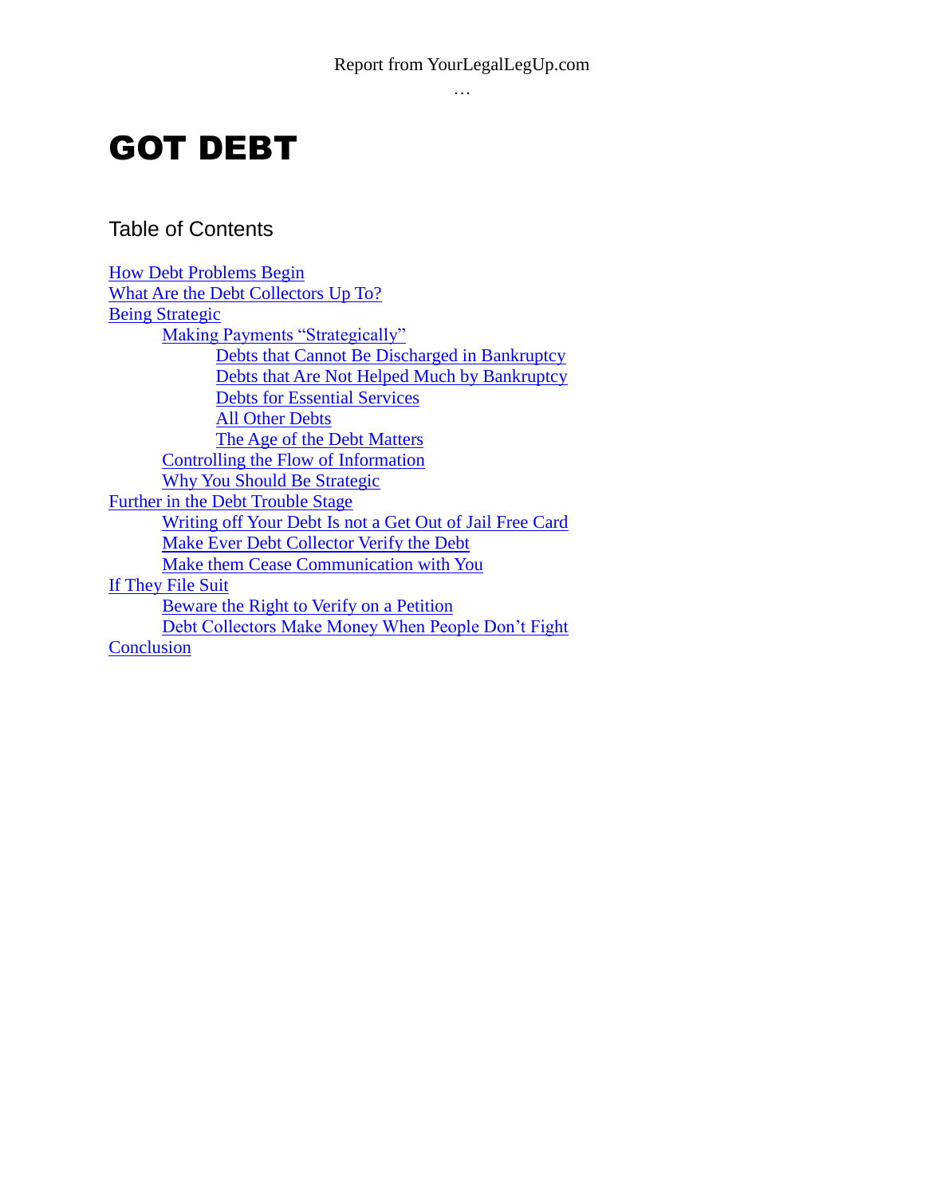Report from YourLegalLegUp.com

…

# GOT DEBT

## Table of Contents

- How Debt Problems Begin
- What Are the Debt Collectors Up To?
- Being Strategic
  - Making Payments "Strategically"
    - Debts that Cannot Be Discharged in Bankruptcy
    - Debts that Are Not Helped Much by Bankruptcy
    - Debts for Essential Services
    - All Other Debts
    - The Age of the Debt Matters
  - Controlling the Flow of Information
  - Why You Should Be Strategic
- Further in the Debt Trouble Stage
  - Writing off Your Debt Is not a Get Out of Jail Free Card
  - Make Ever Debt Collector Verify the Debt
  - Make them Cease Communication with You
- If They File Suit
  - Beware the Right to Verify on a Petition
  - Debt Collectors Make Money When People Don't Fight
- Conclusion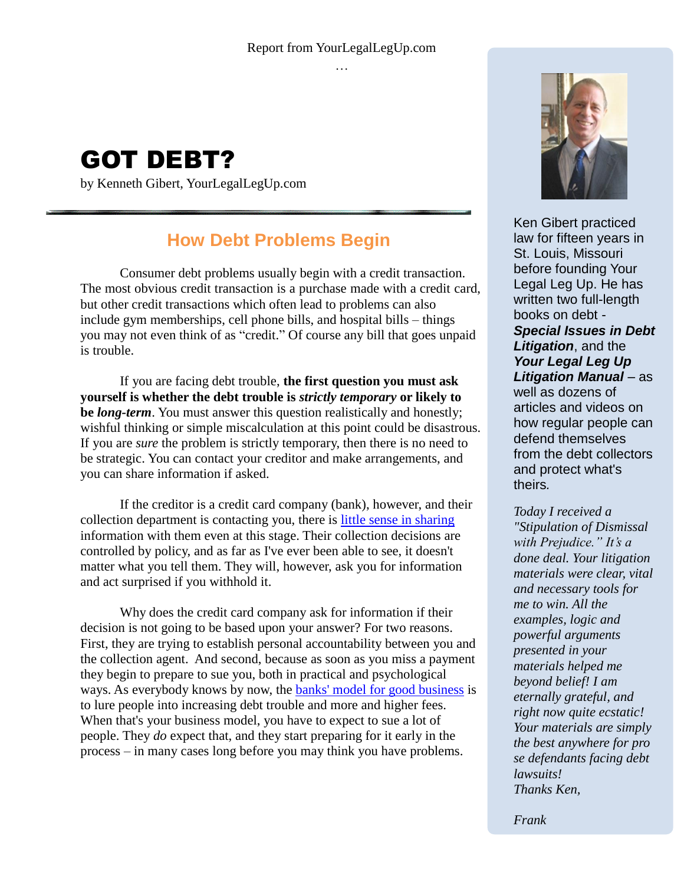Report from YourLegalLegUp.com

…

# GOT DEBT?

by Kenneth Gibert, YourLegalLegUp.com

## How Debt Problems Begin

Consumer debt problems usually begin with a credit transaction. The most obvious credit transaction is a purchase made with a credit card, but other credit transactions which often lead to problems can also include gym memberships, cell phone bills, and hospital bills – things you may not even think of as "credit." Of course any bill that goes unpaid is trouble.

If you are facing debt trouble, **the first question you must ask yourself is whether the debt trouble is *strictly temporary* or likely to be *long-term***. You must answer this question realistically and honestly; wishful thinking or simple miscalculation at this point could be disastrous. If you are *sure* the problem is strictly temporary, then there is no need to be strategic. You can contact your creditor and make arrangements, and you can share information if asked.

If the creditor is a credit card company (bank), however, and their collection department is contacting you, there is little sense in sharing information with them even at this stage. Their collection decisions are controlled by policy, and as far as I've ever been able to see, it doesn't matter what you tell them. They will, however, ask you for information and act surprised if you withhold it.

Why does the credit card company ask for information if their decision is not going to be based upon your answer? For two reasons. First, they are trying to establish personal accountability between you and the collection agent. And second, because as soon as you miss a payment they begin to prepare to sue you, both in practical and psychological ways. As everybody knows by now, the banks' model for good business is to lure people into increasing debt trouble and more and higher fees. When that's your business model, you have to expect to sue a lot of people. They *do* expect that, and they start preparing for it early in the process – in many cases long before you may think you have problems.

---

Ken Gibert practiced law for fifteen years in St. Louis, Missouri before founding Your Legal Leg Up. He has written two full-length books on debt - ***Special Issues in Debt Litigation***, and the ***Your Legal Leg Up Litigation Manual*** – as well as dozens of articles and videos on how regular people can defend themselves from the debt collectors and protect what's theirs.

*Today I received a "Stipulation of Dismissal with Prejudice." It's a done deal. Your litigation materials were clear, vital and necessary tools for me to win. All the examples, logic and powerful arguments presented in your materials helped me beyond belief! I am eternally grateful, and right now quite ecstatic! Your materials are simply the best anywhere for pro se defendants facing debt lawsuits!*
*Thanks Ken,*

*Frank*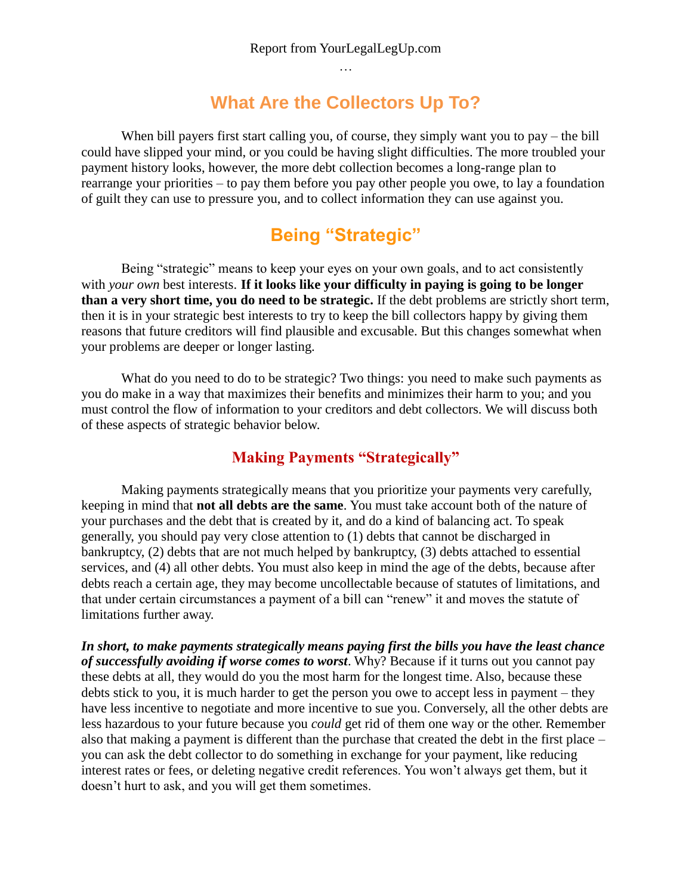## What Are the Collectors Up To?

When bill payers first start calling you, of course, they simply want you to pay – the bill could have slipped your mind, or you could be having slight difficulties. The more troubled your payment history looks, however, the more debt collection becomes a long-range plan to rearrange your priorities – to pay them before you pay other people you owe, to lay a foundation of guilt they can use to pressure you, and to collect information they can use against you.

## Being "Strategic"

Being "strategic" means to keep your eyes on your own goals, and to act consistently with *your own* best interests. **If it looks like your difficulty in paying is going to be longer than a very short time, you do need to be strategic.** If the debt problems are strictly short term, then it is in your strategic best interests to try to keep the bill collectors happy by giving them reasons that future creditors will find plausible and excusable. But this changes somewhat when your problems are deeper or longer lasting.

What do you need to do to be strategic? Two things: you need to make such payments as you do make in a way that maximizes their benefits and minimizes their harm to you; and you must control the flow of information to your creditors and debt collectors. We will discuss both of these aspects of strategic behavior below.

### Making Payments "Strategically"

Making payments strategically means that you prioritize your payments very carefully, keeping in mind that **not all debts are the same**. You must take account both of the nature of your purchases and the debt that is created by it, and do a kind of balancing act. To speak generally, you should pay very close attention to (1) debts that cannot be discharged in bankruptcy, (2) debts that are not much helped by bankruptcy, (3) debts attached to essential services, and (4) all other debts. You must also keep in mind the age of the debts, because after debts reach a certain age, they may become uncollectable because of statutes of limitations, and that under certain circumstances a payment of a bill can "renew" it and moves the statute of limitations further away.

***In short, to make payments strategically means paying first the bills you have the least chance of successfully avoiding if worse comes to worst***. Why? Because if it turns out you cannot pay these debts at all, they would do you the most harm for the longest time. Also, because these debts stick to you, it is much harder to get the person you owe to accept less in payment – they have less incentive to negotiate and more incentive to sue you. Conversely, all the other debts are less hazardous to your future because you *could* get rid of them one way or the other. Remember also that making a payment is different than the purchase that created the debt in the first place – you can ask the debt collector to do something in exchange for your payment, like reducing interest rates or fees, or deleting negative credit references. You won't always get them, but it doesn't hurt to ask, and you will get them sometimes.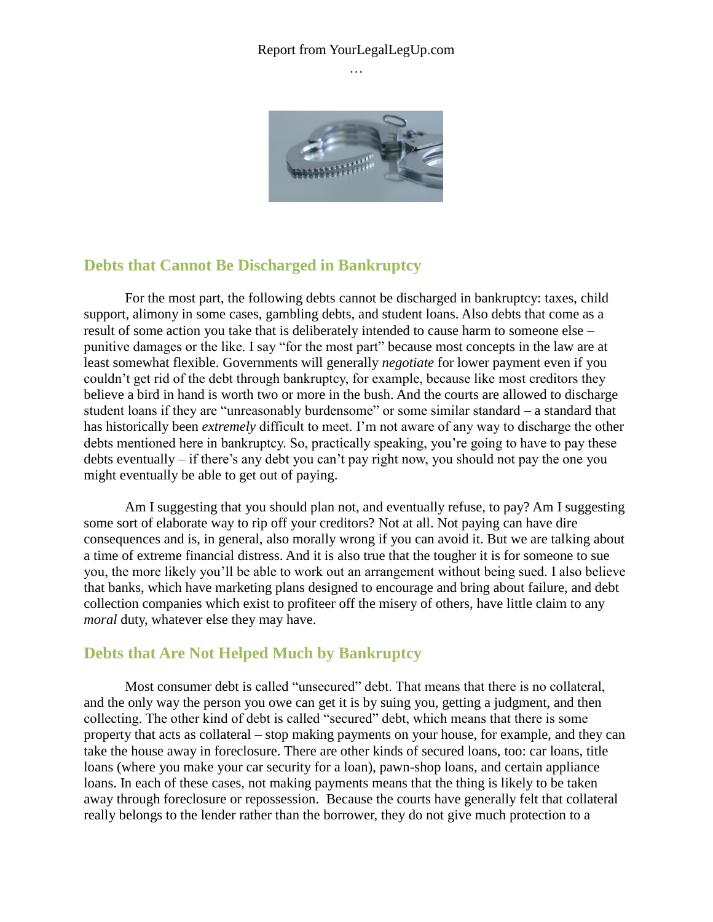## Debts that Cannot Be Discharged in Bankruptcy

For the most part, the following debts cannot be discharged in bankruptcy: taxes, child support, alimony in some cases, gambling debts, and student loans. Also debts that come as a result of some action you take that is deliberately intended to cause harm to someone else – punitive damages or the like. I say "for the most part" because most concepts in the law are at least somewhat flexible. Governments will generally *negotiate* for lower payment even if you couldn't get rid of the debt through bankruptcy, for example, because like most creditors they believe a bird in hand is worth two or more in the bush. And the courts are allowed to discharge student loans if they are "unreasonably burdensome" or some similar standard – a standard that has historically been *extremely* difficult to meet. I'm not aware of any way to discharge the other debts mentioned here in bankruptcy. So, practically speaking, you're going to have to pay these debts eventually – if there's any debt you can't pay right now, you should not pay the one you might eventually be able to get out of paying.

Am I suggesting that you should plan not, and eventually refuse, to pay? Am I suggesting some sort of elaborate way to rip off your creditors? Not at all. Not paying can have dire consequences and is, in general, also morally wrong if you can avoid it. But we are talking about a time of extreme financial distress. And it is also true that the tougher it is for someone to sue you, the more likely you'll be able to work out an arrangement without being sued. I also believe that banks, which have marketing plans designed to encourage and bring about failure, and debt collection companies which exist to profiteer off the misery of others, have little claim to any *moral* duty, whatever else they may have.

## Debts that Are Not Helped Much by Bankruptcy

Most consumer debt is called "unsecured" debt. That means that there is no collateral, and the only way the person you owe can get it is by suing you, getting a judgment, and then collecting. The other kind of debt is called "secured" debt, which means that there is some property that acts as collateral – stop making payments on your house, for example, and they can take the house away in foreclosure. There are other kinds of secured loans, too: car loans, title loans (where you make your car security for a loan), pawn-shop loans, and certain appliance loans. In each of these cases, not making payments means that the thing is likely to be taken away through foreclosure or repossession. Because the courts have generally felt that collateral really belongs to the lender rather than the borrower, they do not give much protection to a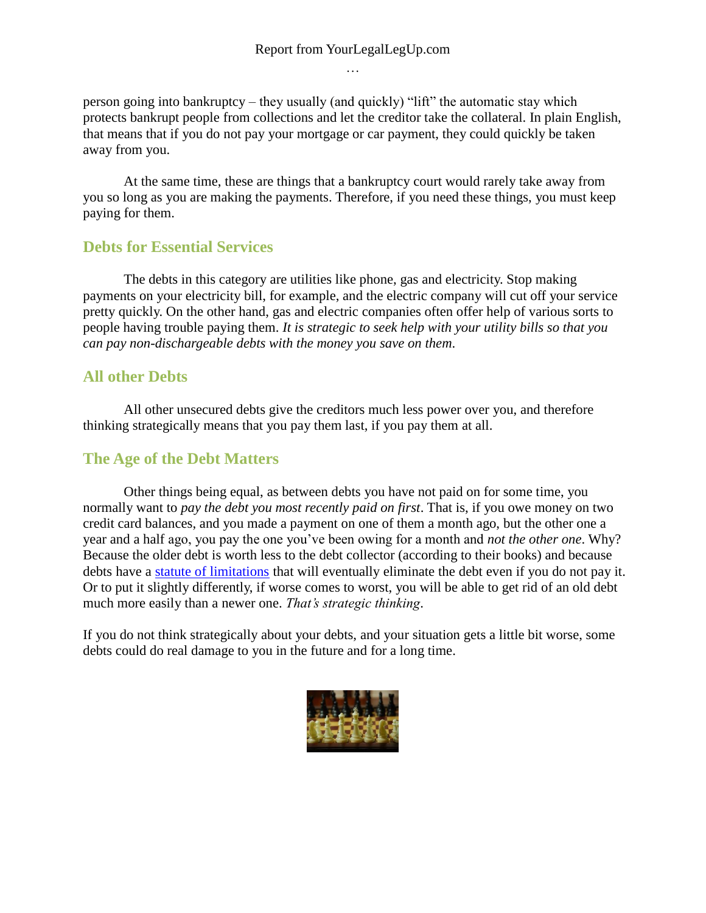person going into bankruptcy – they usually (and quickly) “lift” the automatic stay which protects bankrupt people from collections and let the creditor take the collateral. In plain English, that means that if you do not pay your mortgage or car payment, they could quickly be taken away from you.

At the same time, these are things that a bankruptcy court would rarely take away from you so long as you are making the payments. Therefore, if you need these things, you must keep paying for them.

## Debts for Essential Services

The debts in this category are utilities like phone, gas and electricity. Stop making payments on your electricity bill, for example, and the electric company will cut off your service pretty quickly. On the other hand, gas and electric companies often offer help of various sorts to people having trouble paying them. *It is strategic to seek help with your utility bills so that you can pay non-dischargeable debts with the money you save on them.*

## All other Debts

All other unsecured debts give the creditors much less power over you, and therefore thinking strategically means that you pay them last, if you pay them at all.

## The Age of the Debt Matters

Other things being equal, as between debts you have not paid on for some time, you normally want to *pay the debt you most recently paid on first*. That is, if you owe money on two credit card balances, and you made a payment on one of them a month ago, but the other one a year and a half ago, you pay the one you’ve been owing for a month and *not the other one*. Why? Because the older debt is worth less to the debt collector (according to their books) and because debts have a statute of limitations that will eventually eliminate the debt even if you do not pay it. Or to put it slightly differently, if worse comes to worst, you will be able to get rid of an old debt much more easily than a newer one. *That’s strategic thinking*.

If you do not think strategically about your debts, and your situation gets a little bit worse, some debts could do real damage to you in the future and for a long time.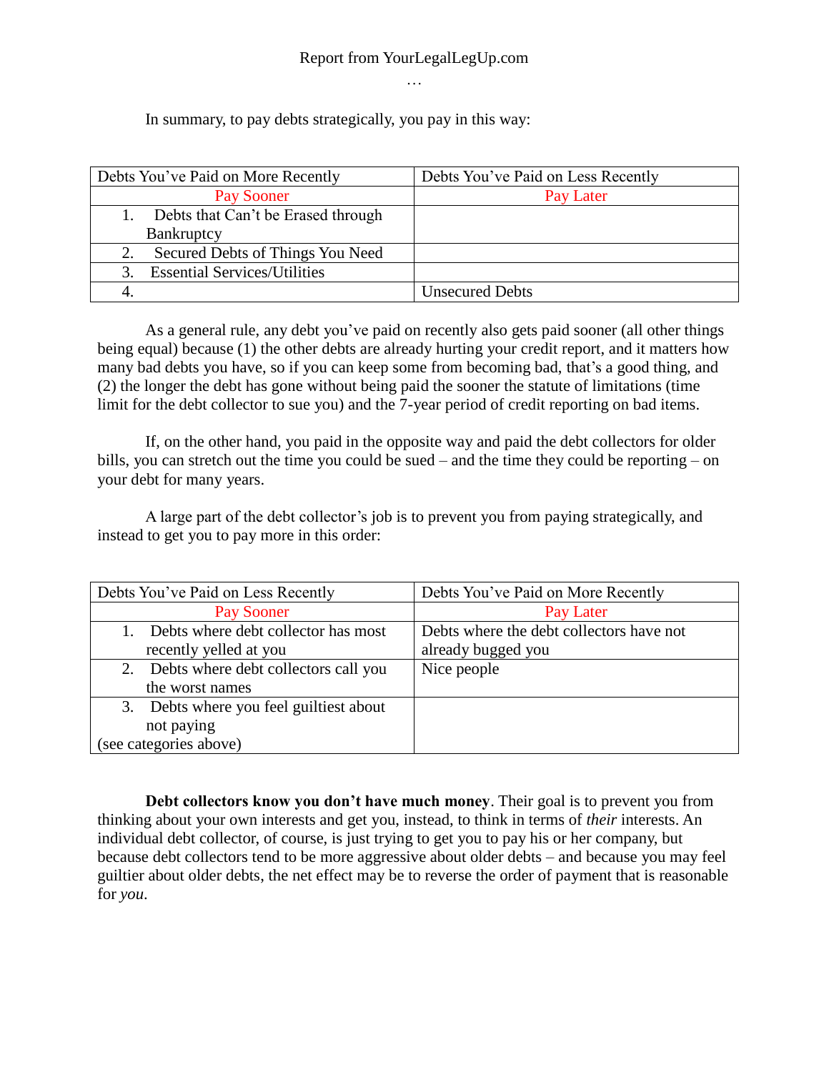Report from YourLegalLegUp.com

…

In summary, to pay debts strategically, you pay in this way:

| Debts You've Paid on More Recently | Debts You've Paid on Less Recently |
|---|---|
| Pay Sooner | Pay Later |
| 1. Debts that Can't be Erased through Bankruptcy | |
| 2. Secured Debts of Things You Need | |
| 3. Essential Services/Utilities | |
| 4. | Unsecured Debts |

As a general rule, any debt you've paid on recently also gets paid sooner (all other things being equal) because (1) the other debts are already hurting your credit report, and it matters how many bad debts you have, so if you can keep some from becoming bad, that's a good thing, and (2) the longer the debt has gone without being paid the sooner the statute of limitations (time limit for the debt collector to sue you) and the 7-year period of credit reporting on bad items.

If, on the other hand, you paid in the opposite way and paid the debt collectors for older bills, you can stretch out the time you could be sued – and the time they could be reporting – on your debt for many years.

A large part of the debt collector's job is to prevent you from paying strategically, and instead to get you to pay more in this order:

| Debts You've Paid on Less Recently | Debts You've Paid on More Recently |
|---|---|
| Pay Sooner | Pay Later |
| 1. Debts where debt collector has most recently yelled at you | Debts where the debt collectors have not already bugged you |
| 2. Debts where debt collectors call you the worst names | Nice people |
| 3. Debts where you feel guiltiest about not paying (see categories above) | |

**Debt collectors know you don't have much money**. Their goal is to prevent you from thinking about your own interests and get you, instead, to think in terms of *their* interests. An individual debt collector, of course, is just trying to get you to pay his or her company, but because debt collectors tend to be more aggressive about older debts – and because you may feel guiltier about older debts, the net effect may be to reverse the order of payment that is reasonable for *you*.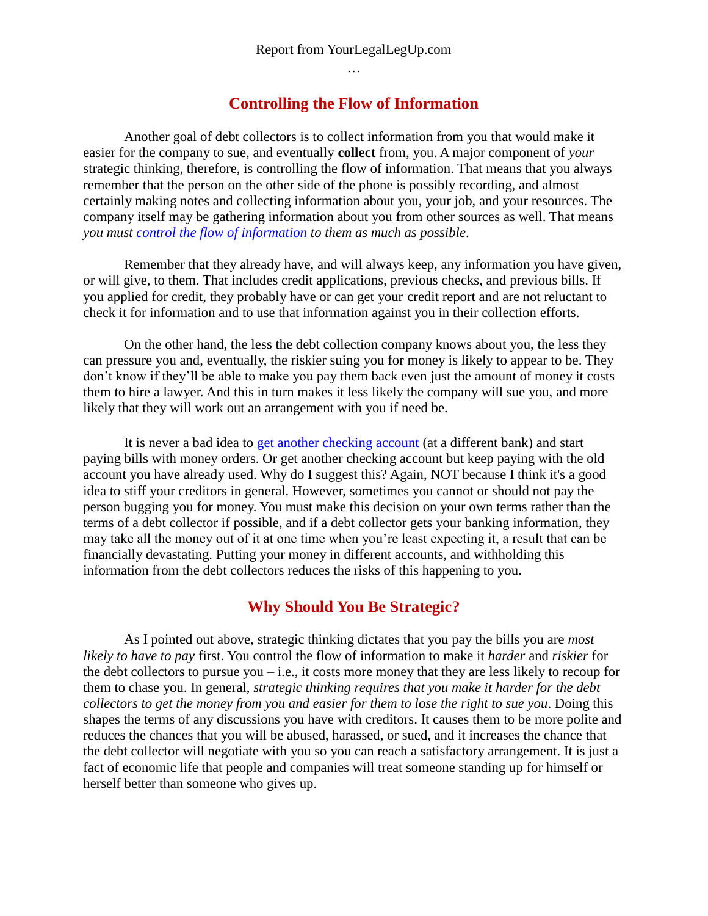## Controlling the Flow of Information

Another goal of debt collectors is to collect information from you that would make it easier for the company to sue, and eventually **collect** from, you. A major component of *your* strategic thinking, therefore, is controlling the flow of information. That means that you always remember that the person on the other side of the phone is possibly recording, and almost certainly making notes and collecting information about you, your job, and your resources. The company itself may be gathering information about you from other sources as well. That means *you must control the flow of information to them as much as possible*.

Remember that they already have, and will always keep, any information you have given, or will give, to them. That includes credit applications, previous checks, and previous bills. If you applied for credit, they probably have or can get your credit report and are not reluctant to check it for information and to use that information against you in their collection efforts.

On the other hand, the less the debt collection company knows about you, the less they can pressure you and, eventually, the riskier suing you for money is likely to appear to be. They don't know if they'll be able to make you pay them back even just the amount of money it costs them to hire a lawyer. And this in turn makes it less likely the company will sue you, and more likely that they will work out an arrangement with you if need be.

It is never a bad idea to get another checking account (at a different bank) and start paying bills with money orders. Or get another checking account but keep paying with the old account you have already used. Why do I suggest this? Again, NOT because I think it's a good idea to stiff your creditors in general. However, sometimes you cannot or should not pay the person bugging you for money. You must make this decision on your own terms rather than the terms of a debt collector if possible, and if a debt collector gets your banking information, they may take all the money out of it at one time when you're least expecting it, a result that can be financially devastating. Putting your money in different accounts, and withholding this information from the debt collectors reduces the risks of this happening to you.

## Why Should You Be Strategic?

As I pointed out above, strategic thinking dictates that you pay the bills you are *most likely to have to pay* first. You control the flow of information to make it *harder* and *riskier* for the debt collectors to pursue you – i.e., it costs more money that they are less likely to recoup for them to chase you. In general, *strategic thinking requires that you make it harder for the debt collectors to get the money from you and easier for them to lose the right to sue you*. Doing this shapes the terms of any discussions you have with creditors. It causes them to be more polite and reduces the chances that you will be abused, harassed, or sued, and it increases the chance that the debt collector will negotiate with you so you can reach a satisfactory arrangement. It is just a fact of economic life that people and companies will treat someone standing up for himself or herself better than someone who gives up.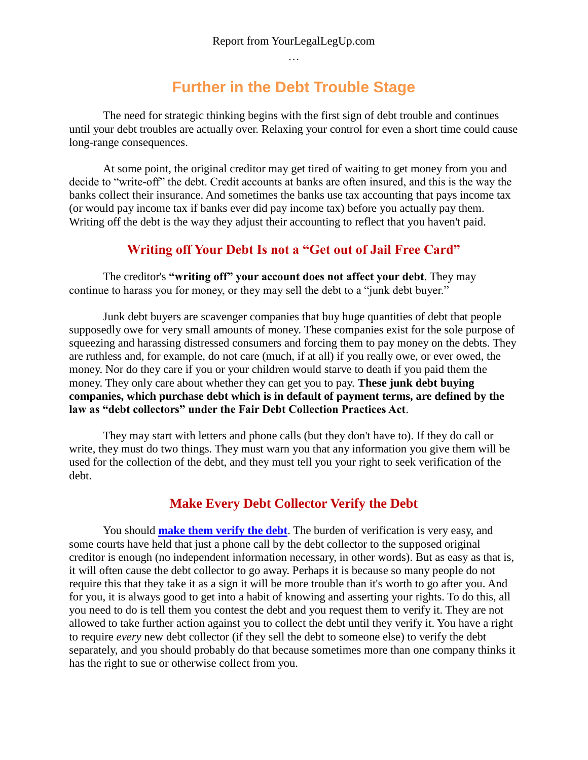## Further in the Debt Trouble Stage

The need for strategic thinking begins with the first sign of debt trouble and continues until your debt troubles are actually over. Relaxing your control for even a short time could cause long-range consequences.

At some point, the original creditor may get tired of waiting to get money from you and decide to "write-off" the debt. Credit accounts at banks are often insured, and this is the way the banks collect their insurance. And sometimes the banks use tax accounting that pays income tax (or would pay income tax if banks ever did pay income tax) before you actually pay them. Writing off the debt is the way they adjust their accounting to reflect that you haven't paid.

### Writing off Your Debt Is not a "Get out of Jail Free Card"

The creditor's **"writing off" your account does not affect your debt**. They may continue to harass you for money, or they may sell the debt to a "junk debt buyer."

Junk debt buyers are scavenger companies that buy huge quantities of debt that people supposedly owe for very small amounts of money. These companies exist for the sole purpose of squeezing and harassing distressed consumers and forcing them to pay money on the debts. They are ruthless and, for example, do not care (much, if at all) if you really owe, or ever owed, the money. Nor do they care if you or your children would starve to death if you paid them the money. They only care about whether they can get you to pay. **These junk debt buying companies, which purchase debt which is in default of payment terms, are defined by the law as "debt collectors" under the Fair Debt Collection Practices Act**.

They may start with letters and phone calls (but they don't have to). If they do call or write, they must do two things. They must warn you that any information you give them will be used for the collection of the debt, and they must tell you your right to seek verification of the debt.

### Make Every Debt Collector Verify the Debt

You should **make them verify the debt**. The burden of verification is very easy, and some courts have held that just a phone call by the debt collector to the supposed original creditor is enough (no independent information necessary, in other words). But as easy as that is, it will often cause the debt collector to go away. Perhaps it is because so many people do not require this that they take it as a sign it will be more trouble than it's worth to go after you. And for you, it is always good to get into a habit of knowing and asserting your rights. To do this, all you need to do is tell them you contest the debt and you request them to verify it. They are not allowed to take further action against you to collect the debt until they verify it. You have a right to require *every* new debt collector (if they sell the debt to someone else) to verify the debt separately, and you should probably do that because sometimes more than one company thinks it has the right to sue or otherwise collect from you.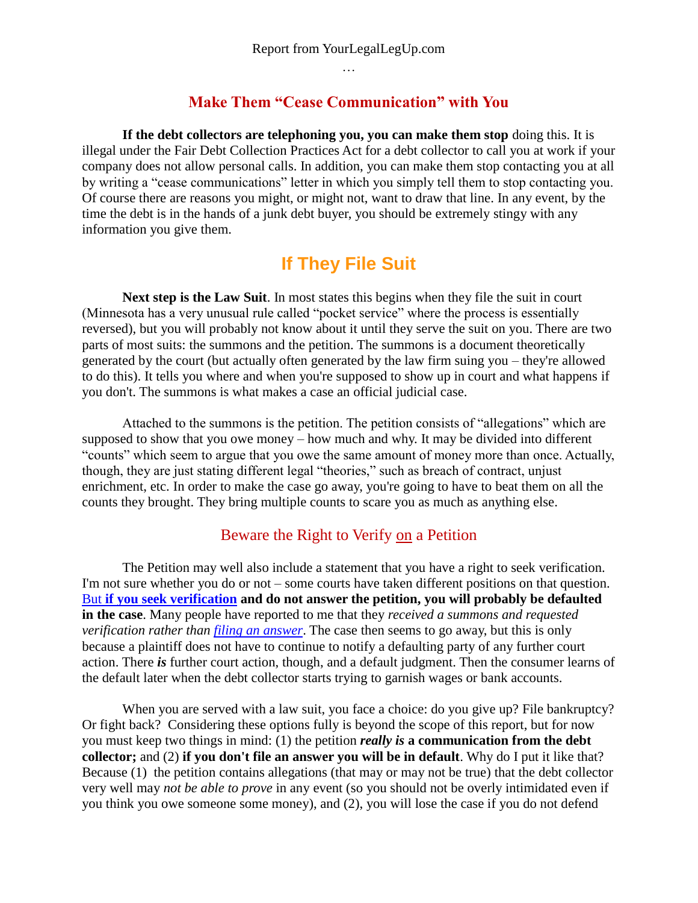## Make Them "Cease Communication" with You

**If the debt collectors are telephoning you, you can make them stop** doing this. It is illegal under the Fair Debt Collection Practices Act for a debt collector to call you at work if your company does not allow personal calls. In addition, you can make them stop contacting you at all by writing a "cease communications" letter in which you simply tell them to stop contacting you. Of course there are reasons you might, or might not, want to draw that line. In any event, by the time the debt is in the hands of a junk debt buyer, you should be extremely stingy with any information you give them.

# If They File Suit

**Next step is the Law Suit**. In most states this begins when they file the suit in court (Minnesota has a very unusual rule called "pocket service" where the process is essentially reversed), but you will probably not know about it until they serve the suit on you. There are two parts of most suits: the summons and the petition. The summons is a document theoretically generated by the court (but actually often generated by the law firm suing you – they're allowed to do this). It tells you where and when you're supposed to show up in court and what happens if you don't. The summons is what makes a case an official judicial case.

Attached to the summons is the petition. The petition consists of "allegations" which are supposed to show that you owe money – how much and why. It may be divided into different "counts" which seem to argue that you owe the same amount of money more than once. Actually, though, they are just stating different legal "theories," such as breach of contract, unjust enrichment, etc. In order to make the case go away, you're going to have to beat them on all the counts they brought. They bring multiple counts to scare you as much as anything else.

### Beware the Right to Verify on a Petition

The Petition may well also include a statement that you have a right to seek verification. I'm not sure whether you do or not – some courts have taken different positions on that question. But **if you seek verification and do not answer the petition, you will probably be defaulted in the case**. Many people have reported to me that they *received a summons and requested verification rather than filing an answer*. The case then seems to go away, but this is only because a plaintiff does not have to continue to notify a defaulting party of any further court action. There ***is*** further court action, though, and a default judgment. Then the consumer learns of the default later when the debt collector starts trying to garnish wages or bank accounts.

When you are served with a law suit, you face a choice: do you give up? File bankruptcy? Or fight back? Considering these options fully is beyond the scope of this report, but for now you must keep two things in mind: (1) the petition ***really is*** **a communication from the debt collector;** and (2) **if you don't file an answer you will be in default**. Why do I put it like that? Because (1) the petition contains allegations (that may or may not be true) that the debt collector very well may *not be able to prove* in any event (so you should not be overly intimidated even if you think you owe someone some money), and (2), you will lose the case if you do not defend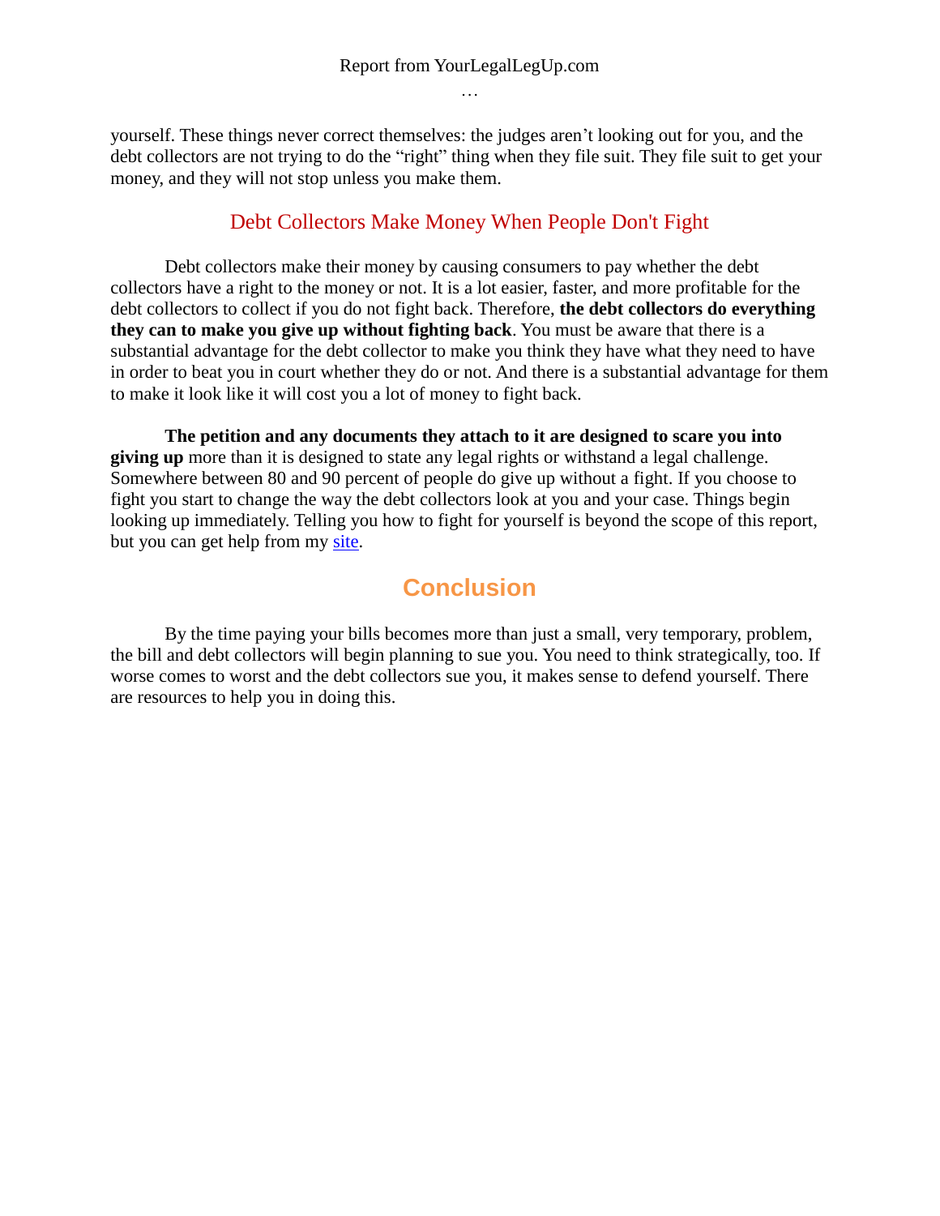yourself. These things never correct themselves: the judges aren't looking out for you, and the debt collectors are not trying to do the "right" thing when they file suit. They file suit to get your money, and they will not stop unless you make them.

### Debt Collectors Make Money When People Don't Fight

Debt collectors make their money by causing consumers to pay whether the debt collectors have a right to the money or not. It is a lot easier, faster, and more profitable for the debt collectors to collect if you do not fight back. Therefore, **the debt collectors do everything they can to make you give up without fighting back**. You must be aware that there is a substantial advantage for the debt collector to make you think they have what they need to have in order to beat you in court whether they do or not. And there is a substantial advantage for them to make it look like it will cost you a lot of money to fight back.

**The petition and any documents they attach to it are designed to scare you into giving up** more than it is designed to state any legal rights or withstand a legal challenge. Somewhere between 80 and 90 percent of people do give up without a fight. If you choose to fight you start to change the way the debt collectors look at you and your case. Things begin looking up immediately. Telling you how to fight for yourself is beyond the scope of this report, but you can get help from my site.

## Conclusion

By the time paying your bills becomes more than just a small, very temporary, problem, the bill and debt collectors will begin planning to sue you. You need to think strategically, too. If worse comes to worst and the debt collectors sue you, it makes sense to defend yourself. There are resources to help you in doing this.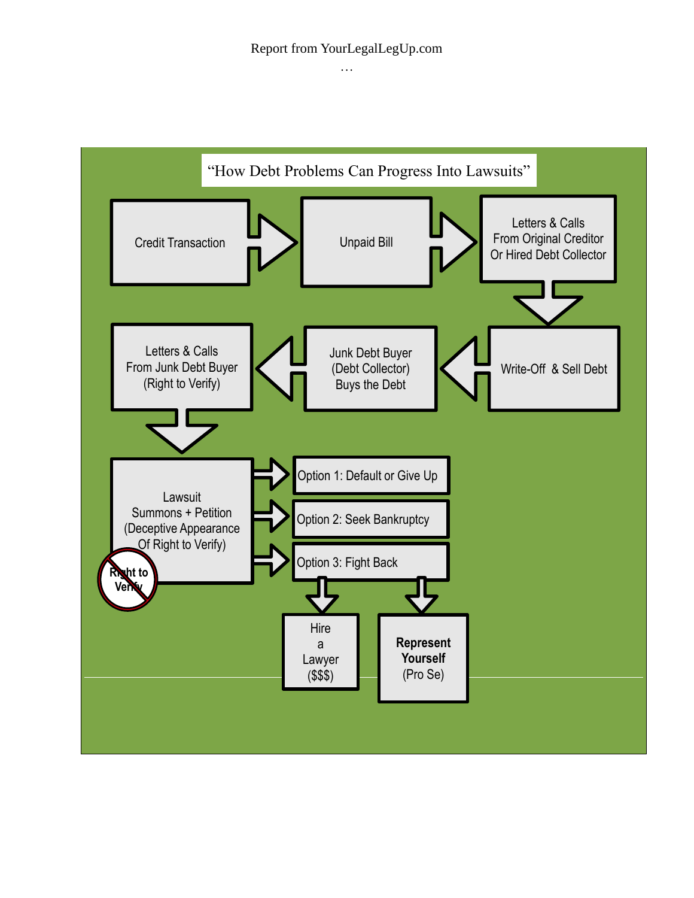…

“How Debt Problems Can Progress Into Lawsuits”

Credit Transaction

Unpaid Bill

Letters & Calls
From Original Creditor
Or Hired Debt Collector

Write-Off & Sell Debt

Junk Debt Buyer
(Debt Collector)
Buys the Debt

Letters & Calls
From Junk Debt Buyer
(Right to Verify)

Lawsuit
Summons + Petition
(Deceptive Appearance
Of Right to Verify)

Right to
Verify

Option 1: Default or Give Up

Option 2: Seek Bankruptcy

Option 3: Fight Back

Hire
a
Lawyer
($$$)

**Represent**
**Yourself**
(Pro Se)